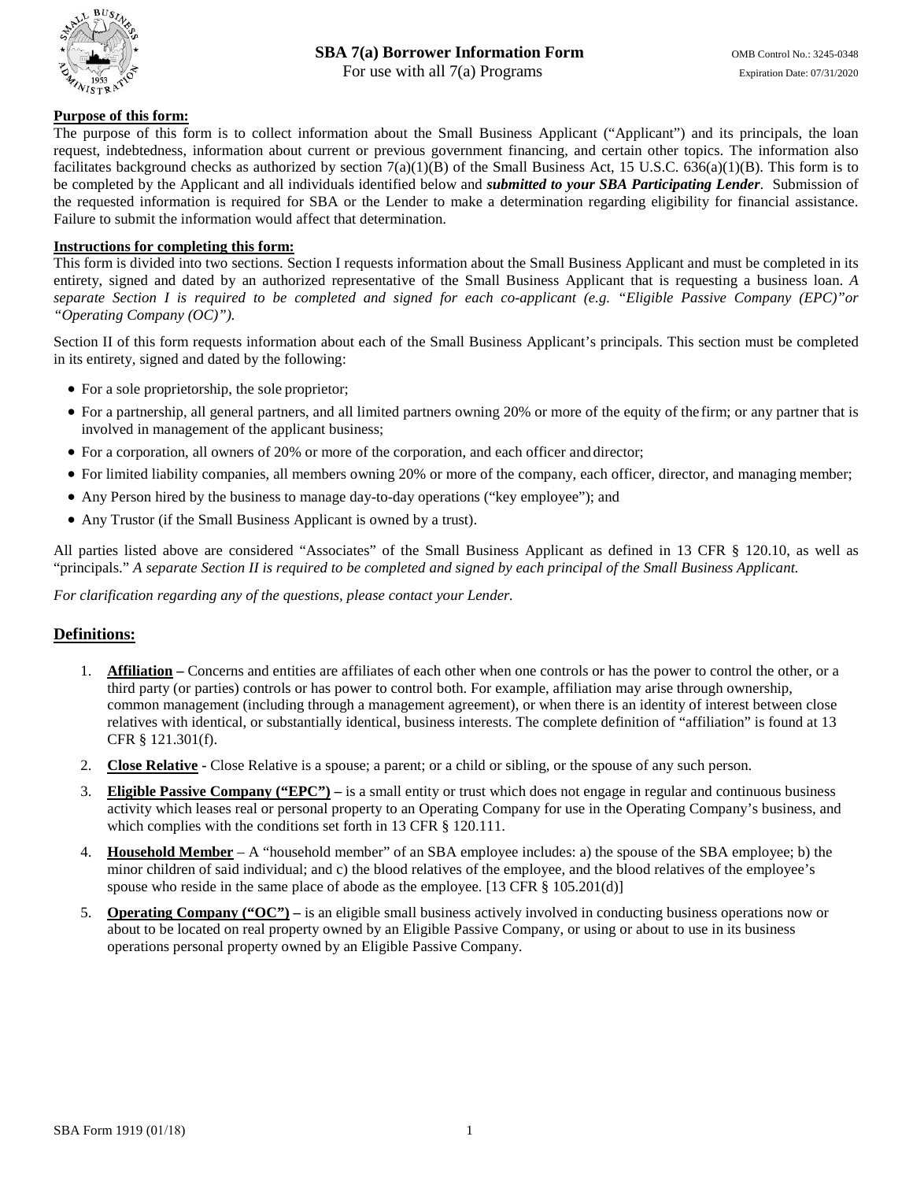# SBA 7(a) Borrower Information Form

For use with all 7(a) Programs

OMB Control No.: 3245-0348
Expiration Date: 07/31/2020

**Purpose of this form:**

The purpose of this form is to collect information about the Small Business Applicant ("Applicant") and its principals, the loan request, indebtedness, information about current or previous government financing, and certain other topics. The information also facilitates background checks as authorized by section 7(a)(1)(B) of the Small Business Act, 15 U.S.C. 636(a)(1)(B). This form is to be completed by the Applicant and all individuals identified below and ***submitted to your SBA Participating Lender***. Submission of the requested information is required for SBA or the Lender to make a determination regarding eligibility for financial assistance. Failure to submit the information would affect that determination.

**Instructions for completing this form:**

This form is divided into two sections. Section I requests information about the Small Business Applicant and must be completed in its entirety, signed and dated by an authorized representative of the Small Business Applicant that is requesting a business loan. *A separate Section I is required to be completed and signed for each co-applicant (e.g. "Eligible Passive Company (EPC)"or "Operating Company (OC)").*

Section II of this form requests information about each of the Small Business Applicant's principals. This section must be completed in its entirety, signed and dated by the following:

- For a sole proprietorship, the sole proprietor;
- For a partnership, all general partners, and all limited partners owning 20% or more of the equity of the firm; or any partner that is involved in management of the applicant business;
- For a corporation, all owners of 20% or more of the corporation, and each officer and director;
- For limited liability companies, all members owning 20% or more of the company, each officer, director, and managing member;
- Any Person hired by the business to manage day-to-day operations ("key employee"); and
- Any Trustor (if the Small Business Applicant is owned by a trust).

All parties listed above are considered "Associates" of the Small Business Applicant as defined in 13 CFR § 120.10, as well as "principals." *A separate Section II is required to be completed and signed by each principal of the Small Business Applicant.*

*For clarification regarding any of the questions, please contact your Lender.*

## Definitions:

1. **Affiliation –** Concerns and entities are affiliates of each other when one controls or has the power to control the other, or a third party (or parties) controls or has power to control both. For example, affiliation may arise through ownership, common management (including through a management agreement), or when there is an identity of interest between close relatives with identical, or substantially identical, business interests. The complete definition of "affiliation" is found at 13 CFR § 121.301(f).
2. **Close Relative** - Close Relative is a spouse; a parent; or a child or sibling, or the spouse of any such person.
3. **Eligible Passive Company ("EPC") –** is a small entity or trust which does not engage in regular and continuous business activity which leases real or personal property to an Operating Company for use in the Operating Company's business, and which complies with the conditions set forth in 13 CFR § 120.111.
4. **Household Member** – A "household member" of an SBA employee includes: a) the spouse of the SBA employee; b) the minor children of said individual; and c) the blood relatives of the employee, and the blood relatives of the employee's spouse who reside in the same place of abode as the employee. [13 CFR § 105.201(d)]
5. **Operating Company ("OC") –** is an eligible small business actively involved in conducting business operations now or about to be located on real property owned by an Eligible Passive Company, or using or about to use in its business operations personal property owned by an Eligible Passive Company.

SBA Form 1919 (01/18)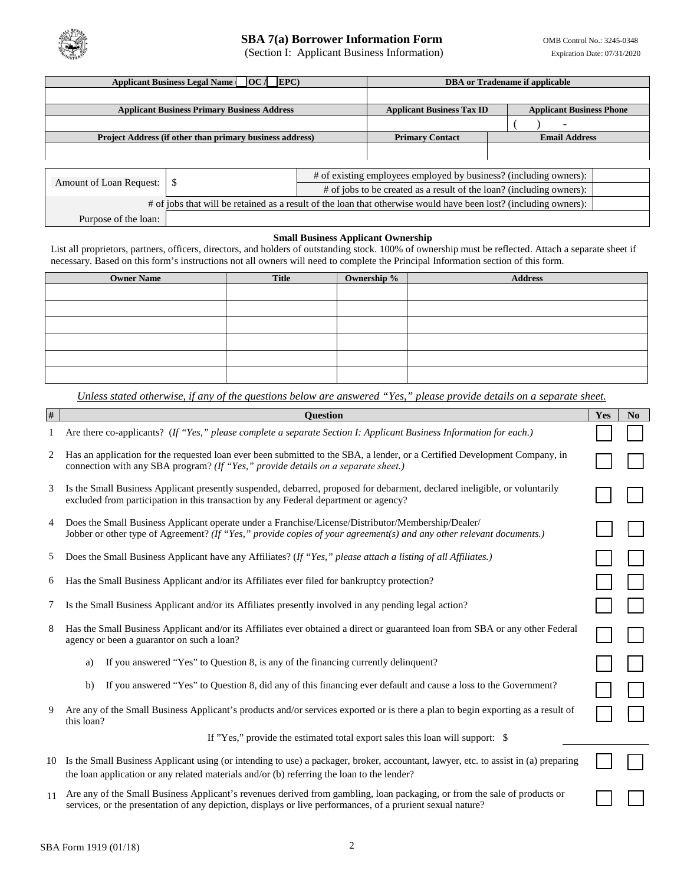# SBA 7(a) Borrower Information Form

(Section I: Applicant Business Information)

OMB Control No.: 3245-0348
Expiration Date: 07/31/2020

| Applicant Business Legal Name ☐ OC / ☐ EPC) | DBA or Tradename if applicable | |
|---|---|---|
| | | |
| **Applicant Business Primary Business Address** | **Applicant Business Tax ID** | **Applicant Business Phone** |
| | | ( ) - |
| **Project Address (if other than primary business address)** | **Primary Contact** | **Email Address** |
| | | |

| Amount of Loan Request: | $ | # of existing employees employed by business? (including owners): | |
|---|---|---|---|
| | | # of jobs to be created as a result of the loan? (including owners): | |
| # of jobs that will be retained as a result of the loan that otherwise would have been lost? (including owners): | | | |
| Purpose of the loan: | | | |

### Small Business Applicant Ownership

List all proprietors, partners, officers, directors, and holders of outstanding stock. 100% of ownership must be reflected. Attach a separate sheet if necessary. Based on this form's instructions not all owners will need to complete the Principal Information section of this form.

| Owner Name | Title | Ownership % | Address |
|---|---|---|---|
| | | | |
| | | | |
| | | | |
| | | | |
| | | | |
| | | | |

*Unless stated otherwise, if any of the questions below are answered "Yes," please provide details on a separate sheet.*

| # | Question | Yes | No |
|---|---|---|---|
| 1 | Are there co-applicants? (*If "Yes," please complete a separate Section I: Applicant Business Information for each.*) | ☐ | ☐ |
| 2 | Has an application for the requested loan ever been submitted to the SBA, a lender, or a Certified Development Company, in connection with any SBA program? *(If "Yes," provide details on a separate sheet.)* | ☐ | ☐ |
| 3 | Is the Small Business Applicant presently suspended, debarred, proposed for debarment, declared ineligible, or voluntarily excluded from participation in this transaction by any Federal department or agency? | ☐ | ☐ |
| 4 | Does the Small Business Applicant operate under a Franchise/License/Distributor/Membership/Dealer/ Jobber or other type of Agreement? *(If "Yes," provide copies of your agreement(s) and any other relevant documents.)* | ☐ | ☐ |
| 5 | Does the Small Business Applicant have any Affiliates? (*If "Yes," please attach a listing of all Affiliates.)* | ☐ | ☐ |
| 6 | Has the Small Business Applicant and/or its Affiliates ever filed for bankruptcy protection? | ☐ | ☐ |
| 7 | Is the Small Business Applicant and/or its Affiliates presently involved in any pending legal action? | ☐ | ☐ |
| 8 | Has the Small Business Applicant and/or its Affiliates ever obtained a direct or guaranteed loan from SBA or any other Federal agency or been a guarantor on such a loan? | ☐ | ☐ |
| | a) If you answered "Yes" to Question 8, is any of the financing currently delinquent? | ☐ | ☐ |
| | b) If you answered "Yes" to Question 8, did any of this financing ever default and cause a loss to the Government? | ☐ | ☐ |
| 9 | Are any of the Small Business Applicant's products and/or services exported or is there a plan to begin exporting as a result of this loan? | ☐ | ☐ |
| | If "Yes," provide the estimated total export sales this loan will support: $ | | |
| 10 | Is the Small Business Applicant using (or intending to use) a packager, broker, accountant, lawyer, etc. to assist in (a) preparing the loan application or any related materials and/or (b) referring the loan to the lender? | ☐ | ☐ |
| 11 | Are any of the Small Business Applicant's revenues derived from gambling, loan packaging, or from the sale of products or services, or the presentation of any depiction, displays or live performances, of a prurient sexual nature? | ☐ | ☐ |

SBA Form 1919 (01/18)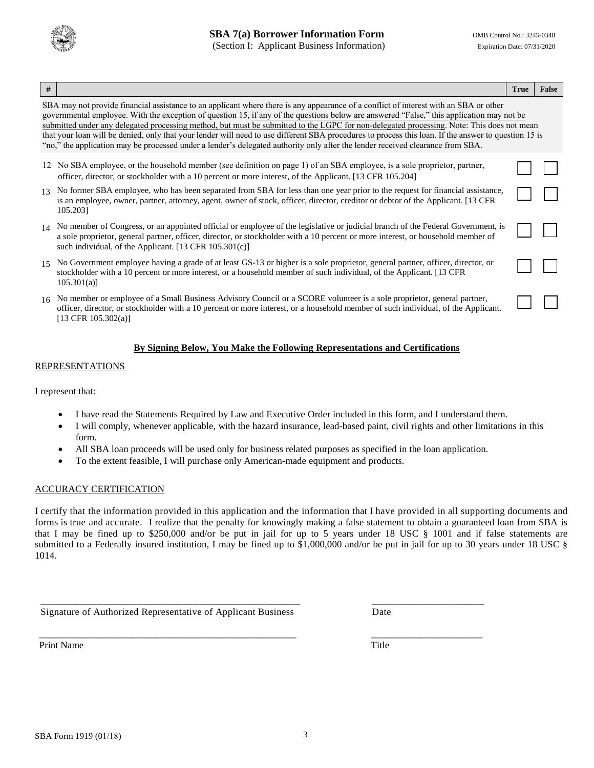# SBA 7(a) Borrower Information Form

(Section I: Applicant Business Information)

OMB Control No.: 3245-0348
Expiration Date: 07/31/2020

| # | | True | False |
|---|---|---|---|
| | SBA may not provide financial assistance to an applicant where there is any appearance of a conflict of interest with an SBA or other governmental employee. With the exception of question 15, if any of the questions below are answered "False," this application may not be submitted under any delegated processing method, but must be submitted to the LGPC for non-delegated processing. Note: This does not mean that your loan will be denied, only that your lender will need to use different SBA procedures to process this loan. If the answer to question 15 is "no," the application may be processed under a lender's delegated authority only after the lender received clearance from SBA. | | |
| 12 | No SBA employee, or the household member (see definition on page 1) of an SBA employee, is a sole proprietor, partner, officer, director, or stockholder with a 10 percent or more interest, of the Applicant. [13 CFR 105.204] | ☐ | ☐ |
| 13 | No former SBA employee, who has been separated from SBA for less than one year prior to the request for financial assistance, is an employee, owner, partner, attorney, agent, owner of stock, officer, director, creditor or debtor of the Applicant. [13 CFR 105.203] | ☐ | ☐ |
| 14 | No member of Congress, or an appointed official or employee of the legislative or judicial branch of the Federal Government, is a sole proprietor, general partner, officer, director, or stockholder with a 10 percent or more interest, or household member of such individual, of the Applicant. [13 CFR 105.301(c)] | ☐ | ☐ |
| 15 | No Government employee having a grade of at least GS-13 or higher is a sole proprietor, general partner, officer, director, or stockholder with a 10 percent or more interest, or a household member of such individual, of the Applicant. [13 CFR 105.301(a)] | ☐ | ☐ |
| 16 | No member or employee of a Small Business Advisory Council or a SCORE volunteer is a sole proprietor, general partner, officer, director, or stockholder with a 10 percent or more interest, or a household member of such individual, of the Applicant. [13 CFR 105.302(a)] | ☐ | ☐ |

**By Signing Below, You Make the Following Representations and Certifications**

REPRESENTATIONS

I represent that:

- I have read the Statements Required by Law and Executive Order included in this form, and I understand them.
- I will comply, whenever applicable, with the hazard insurance, lead-based paint, civil rights and other limitations in this form.
- All SBA loan proceeds will be used only for business related purposes as specified in the loan application.
- To the extent feasible, I will purchase only American-made equipment and products.

ACCURACY CERTIFICATION

I certify that the information provided in this application and the information that I have provided in all supporting documents and forms is true and accurate. I realize that the penalty for knowingly making a false statement to obtain a guaranteed loan from SBA is that I may be fined up to $250,000 and/or be put in jail for up to 5 years under 18 USC § 1001 and if false statements are submitted to a Federally insured institution, I may be fined up to $1,000,000 and/or be put in jail for up to 30 years under 18 USC § 1014.

______________________________________________________ Signature of Authorized Representative of Applicant Business

______________________ Date

______________________________________________________ Print Name

______________________ Title

SBA Form 1919 (01/18)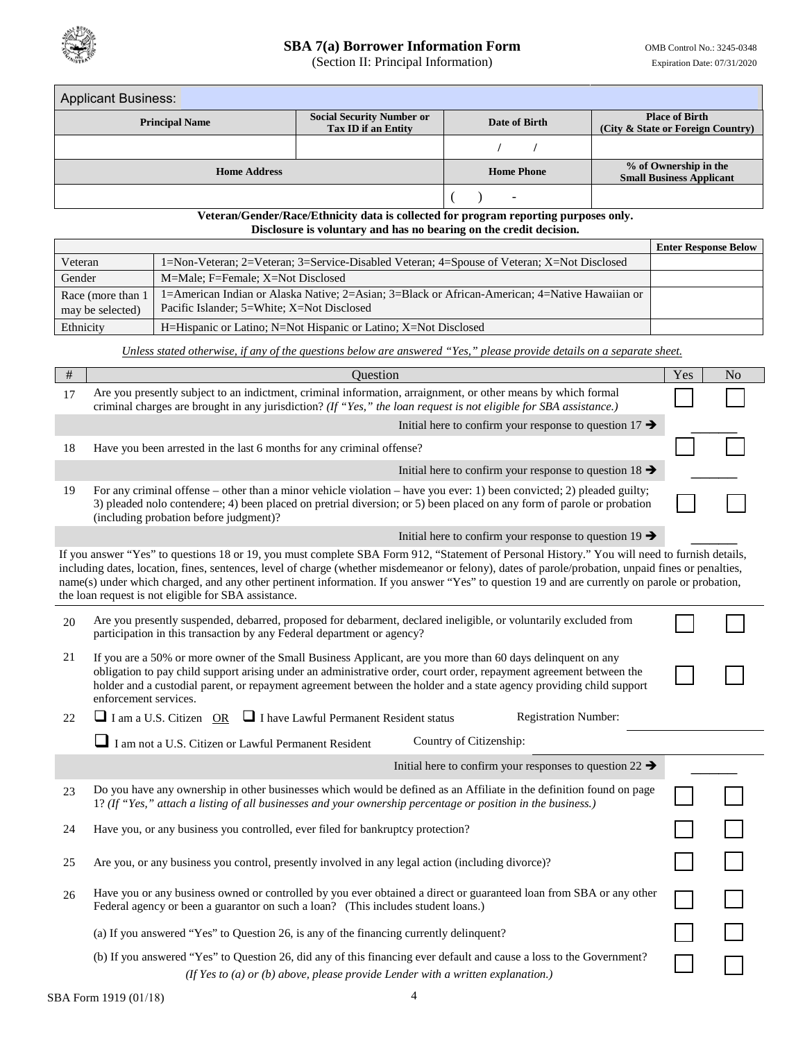# SBA 7(a) Borrower Information Form

(Section II: Principal Information)

OMB Control No.: 3245-0348
Expiration Date: 07/31/2020

| Applicant Business: | | | |
|---|---|---|---|
| **Principal Name** | **Social Security Number or Tax ID if an Entity** | **Date of Birth** | **Place of Birth (City & State or Foreign Country)** |
| | | / / | |
| **Home Address** | | **Home Phone** | **% of Ownership in the Small Business Applicant** |
| | | ( ) - | |

**Veteran/Gender/Race/Ethnicity data is collected for program reporting purposes only. Disclosure is voluntary and has no bearing on the credit decision.**

| | | **Enter Response Below** |
|---|---|---|
| Veteran | 1=Non-Veteran; 2=Veteran; 3=Service-Disabled Veteran; 4=Spouse of Veteran; X=Not Disclosed | |
| Gender | M=Male; F=Female; X=Not Disclosed | |
| Race (more than 1 may be selected) | 1=American Indian or Alaska Native; 2=Asian; 3=Black or African-American; 4=Native Hawaiian or Pacific Islander; 5=White; X=Not Disclosed | |
| Ethnicity | H=Hispanic or Latino; N=Not Hispanic or Latino; X=Not Disclosed | |

*Unless stated otherwise, if any of the questions below are answered "Yes," please provide details on a separate sheet.*

| # | Question | Yes | No |
|---|---|---|---|
| 17 | Are you presently subject to an indictment, criminal information, arraignment, or other means by which formal criminal charges are brought in any jurisdiction? *(If "Yes," the loan request is not eligible for SBA assistance.)* | ☐ | ☐ |
| | Initial here to confirm your response to question 17 → | _______ | |
| 18 | Have you been arrested in the last 6 months for any criminal offense? | ☐ | ☐ |
| | Initial here to confirm your response to question 18 → | _______ | |
| 19 | For any criminal offense – other than a minor vehicle violation – have you ever: 1) been convicted; 2) pleaded guilty; 3) pleaded nolo contendere; 4) been placed on pretrial diversion; or 5) been placed on any form of parole or probation (including probation before judgment)? | ☐ | ☐ |
| | Initial here to confirm your response to question 19 → | _______ | |

If you answer "Yes" to questions 18 or 19, you must complete SBA Form 912, "Statement of Personal History." You will need to furnish details, including dates, location, fines, sentences, level of charge (whether misdemeanor or felony), dates of parole/probation, unpaid fines or penalties, name(s) under which charged, and any other pertinent information. If you answer "Yes" to question 19 and are currently on parole or probation, the loan request is not eligible for SBA assistance.

| # | Question | Yes | No |
|---|---|---|---|
| 20 | Are you presently suspended, debarred, proposed for debarment, declared ineligible, or voluntarily excluded from participation in this transaction by any Federal department or agency? | ☐ | ☐ |
| 21 | If you are a 50% or more owner of the Small Business Applicant, are you more than 60 days delinquent on any obligation to pay child support arising under an administrative order, court order, repayment agreement between the holder and a custodial parent, or repayment agreement between the holder and a state agency providing child support enforcement services. | ☐ | ☐ |
| 22 | ☐ I am a U.S. Citizen OR ☐ I have Lawful Permanent Resident status Registration Number: ____________ | | |
| | ☐ I am not a U.S. Citizen or Lawful Permanent Resident Country of Citizenship: ____________ | | |
| | Initial here to confirm your responses to question 22 → | _______ | |
| 23 | Do you have any ownership in other businesses which would be defined as an Affiliate in the definition found on page 1? *(If "Yes," attach a listing of all businesses and your ownership percentage or position in the business.)* | ☐ | ☐ |
| 24 | Have you, or any business you controlled, ever filed for bankruptcy protection? | ☐ | ☐ |
| 25 | Are you, or any business you control, presently involved in any legal action (including divorce)? | ☐ | ☐ |
| 26 | Have you or any business owned or controlled by you ever obtained a direct or guaranteed loan from SBA or any other Federal agency or been a guarantor on such a loan? (This includes student loans.) | ☐ | ☐ |
| | (a) If you answered "Yes" to Question 26, is any of the financing currently delinquent? | ☐ | ☐ |
| | (b) If you answered "Yes" to Question 26, did any of this financing ever default and cause a loss to the Government? *(If Yes to (a) or (b) above, please provide Lender with a written explanation.)* | ☐ | ☐ |

SBA Form 1919 (01/18)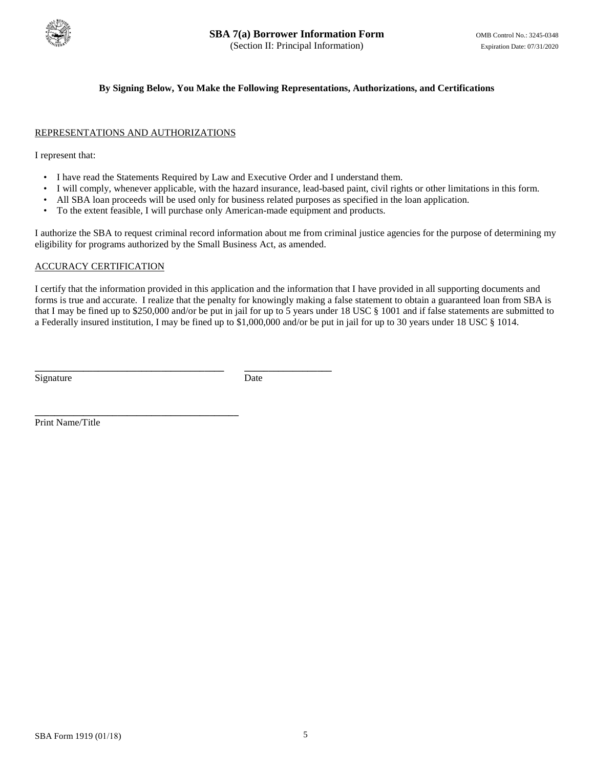# SBA 7(a) Borrower Information Form

(Section II: Principal Information)

OMB Control No.: 3245-0348
Expiration Date: 07/31/2020

**By Signing Below, You Make the Following Representations, Authorizations, and Certifications**

REPRESENTATIONS AND AUTHORIZATIONS

I represent that:

- I have read the Statements Required by Law and Executive Order and I understand them.
- I will comply, whenever applicable, with the hazard insurance, lead-based paint, civil rights or other limitations in this form.
- All SBA loan proceeds will be used only for business related purposes as specified in the loan application.
- To the extent feasible, I will purchase only American-made equipment and products.

I authorize the SBA to request criminal record information about me from criminal justice agencies for the purpose of determining my eligibility for programs authorized by the Small Business Act, as amended.

ACCURACY CERTIFICATION

I certify that the information provided in this application and the information that I have provided in all supporting documents and forms is true and accurate. I realize that the penalty for knowingly making a false statement to obtain a guaranteed loan from SBA is that I may be fined up to $250,000 and/or be put in jail for up to 5 years under 18 USC § 1001 and if false statements are submitted to a Federally insured institution, I may be fined up to $1,000,000 and/or be put in jail for up to 30 years under 18 USC § 1014.

______________________________________ __________________
Signature Date

_________________________________________
Print Name/Title

SBA Form 1919 (01/18)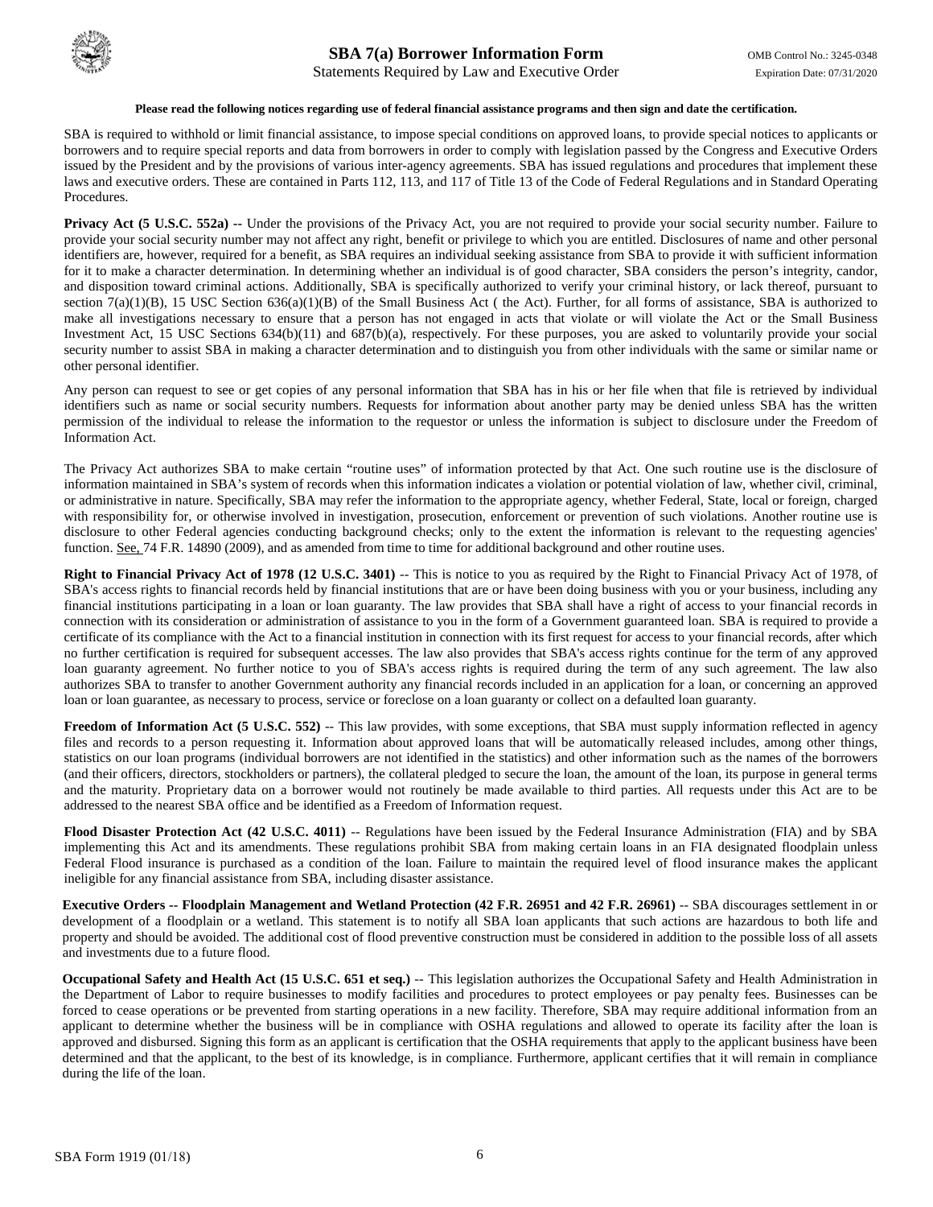# SBA 7(a) Borrower Information Form

Statements Required by Law and Executive Order

OMB Control No.: 3245-0348
Expiration Date: 07/31/2020

**Please read the following notices regarding use of federal financial assistance programs and then sign and date the certification.**

SBA is required to withhold or limit financial assistance, to impose special conditions on approved loans, to provide special notices to applicants or borrowers and to require special reports and data from borrowers in order to comply with legislation passed by the Congress and Executive Orders issued by the President and by the provisions of various inter-agency agreements. SBA has issued regulations and procedures that implement these laws and executive orders. These are contained in Parts 112, 113, and 117 of Title 13 of the Code of Federal Regulations and in Standard Operating Procedures.

**Privacy Act (5 U.S.C. 552a) --** Under the provisions of the Privacy Act, you are not required to provide your social security number. Failure to provide your social security number may not affect any right, benefit or privilege to which you are entitled. Disclosures of name and other personal identifiers are, however, required for a benefit, as SBA requires an individual seeking assistance from SBA to provide it with sufficient information for it to make a character determination. In determining whether an individual is of good character, SBA considers the person's integrity, candor, and disposition toward criminal actions. Additionally, SBA is specifically authorized to verify your criminal history, or lack thereof, pursuant to section 7(a)(1)(B), 15 USC Section 636(a)(1)(B) of the Small Business Act ( the Act). Further, for all forms of assistance, SBA is authorized to make all investigations necessary to ensure that a person has not engaged in acts that violate or will violate the Act or the Small Business Investment Act, 15 USC Sections 634(b)(11) and 687(b)(a), respectively. For these purposes, you are asked to voluntarily provide your social security number to assist SBA in making a character determination and to distinguish you from other individuals with the same or similar name or other personal identifier.

Any person can request to see or get copies of any personal information that SBA has in his or her file when that file is retrieved by individual identifiers such as name or social security numbers. Requests for information about another party may be denied unless SBA has the written permission of the individual to release the information to the requestor or unless the information is subject to disclosure under the Freedom of Information Act.

The Privacy Act authorizes SBA to make certain "routine uses" of information protected by that Act. One such routine use is the disclosure of information maintained in SBA's system of records when this information indicates a violation or potential violation of law, whether civil, criminal, or administrative in nature. Specifically, SBA may refer the information to the appropriate agency, whether Federal, State, local or foreign, charged with responsibility for, or otherwise involved in investigation, prosecution, enforcement or prevention of such violations. Another routine use is disclosure to other Federal agencies conducting background checks; only to the extent the information is relevant to the requesting agencies' function. See, 74 F.R. 14890 (2009), and as amended from time to time for additional background and other routine uses.

**Right to Financial Privacy Act of 1978 (12 U.S.C. 3401)** -- This is notice to you as required by the Right to Financial Privacy Act of 1978, of SBA's access rights to financial records held by financial institutions that are or have been doing business with you or your business, including any financial institutions participating in a loan or loan guaranty. The law provides that SBA shall have a right of access to your financial records in connection with its consideration or administration of assistance to you in the form of a Government guaranteed loan. SBA is required to provide a certificate of its compliance with the Act to a financial institution in connection with its first request for access to your financial records, after which no further certification is required for subsequent accesses. The law also provides that SBA's access rights continue for the term of any approved loan guaranty agreement. No further notice to you of SBA's access rights is required during the term of any such agreement. The law also authorizes SBA to transfer to another Government authority any financial records included in an application for a loan, or concerning an approved loan or loan guarantee, as necessary to process, service or foreclose on a loan guaranty or collect on a defaulted loan guaranty.

**Freedom of Information Act (5 U.S.C. 552)** -- This law provides, with some exceptions, that SBA must supply information reflected in agency files and records to a person requesting it. Information about approved loans that will be automatically released includes, among other things, statistics on our loan programs (individual borrowers are not identified in the statistics) and other information such as the names of the borrowers (and their officers, directors, stockholders or partners), the collateral pledged to secure the loan, the amount of the loan, its purpose in general terms and the maturity. Proprietary data on a borrower would not routinely be made available to third parties. All requests under this Act are to be addressed to the nearest SBA office and be identified as a Freedom of Information request.

**Flood Disaster Protection Act (42 U.S.C. 4011)** -- Regulations have been issued by the Federal Insurance Administration (FIA) and by SBA implementing this Act and its amendments. These regulations prohibit SBA from making certain loans in an FIA designated floodplain unless Federal Flood insurance is purchased as a condition of the loan. Failure to maintain the required level of flood insurance makes the applicant ineligible for any financial assistance from SBA, including disaster assistance.

**Executive Orders -- Floodplain Management and Wetland Protection (42 F.R. 26951 and 42 F.R. 26961)** -- SBA discourages settlement in or development of a floodplain or a wetland. This statement is to notify all SBA loan applicants that such actions are hazardous to both life and property and should be avoided. The additional cost of flood preventive construction must be considered in addition to the possible loss of all assets and investments due to a future flood.

**Occupational Safety and Health Act (15 U.S.C. 651 et seq.)** -- This legislation authorizes the Occupational Safety and Health Administration in the Department of Labor to require businesses to modify facilities and procedures to protect employees or pay penalty fees. Businesses can be forced to cease operations or be prevented from starting operations in a new facility. Therefore, SBA may require additional information from an applicant to determine whether the business will be in compliance with OSHA regulations and allowed to operate its facility after the loan is approved and disbursed. Signing this form as an applicant is certification that the OSHA requirements that apply to the applicant business have been determined and that the applicant, to the best of its knowledge, is in compliance. Furthermore, applicant certifies that it will remain in compliance during the life of the loan.

SBA Form 1919 (01/18)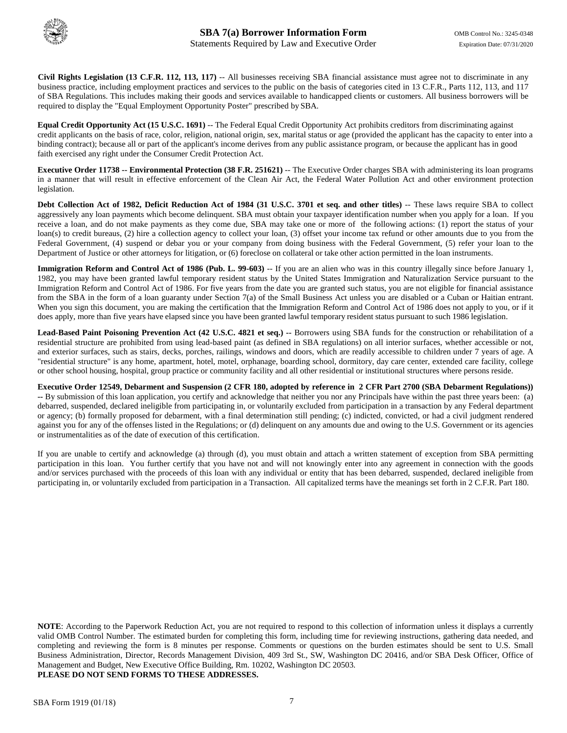# SBA 7(a) Borrower Information Form

Statements Required by Law and Executive Order

OMB Control No.: 3245-0348
Expiration Date: 07/31/2020

**Civil Rights Legislation (13 C.F.R. 112, 113, 117)** -- All businesses receiving SBA financial assistance must agree not to discriminate in any business practice, including employment practices and services to the public on the basis of categories cited in 13 C.F.R., Parts 112, 113, and 117 of SBA Regulations. This includes making their goods and services available to handicapped clients or customers. All business borrowers will be required to display the "Equal Employment Opportunity Poster" prescribed by SBA.

**Equal Credit Opportunity Act (15 U.S.C. 1691)** -- The Federal Equal Credit Opportunity Act prohibits creditors from discriminating against credit applicants on the basis of race, color, religion, national origin, sex, marital status or age (provided the applicant has the capacity to enter into a binding contract); because all or part of the applicant's income derives from any public assistance program, or because the applicant has in good faith exercised any right under the Consumer Credit Protection Act.

**Executive Order 11738 -- Environmental Protection (38 F.R. 251621)** -- The Executive Order charges SBA with administering its loan programs in a manner that will result in effective enforcement of the Clean Air Act, the Federal Water Pollution Act and other environment protection legislation.

**Debt Collection Act of 1982, Deficit Reduction Act of 1984 (31 U.S.C. 3701 et seq. and other titles)** -- These laws require SBA to collect aggressively any loan payments which become delinquent. SBA must obtain your taxpayer identification number when you apply for a loan. If you receive a loan, and do not make payments as they come due, SBA may take one or more of the following actions: (1) report the status of your loan(s) to credit bureaus, (2) hire a collection agency to collect your loan, (3) offset your income tax refund or other amounts due to you from the Federal Government, (4) suspend or debar you or your company from doing business with the Federal Government, (5) refer your loan to the Department of Justice or other attorneys for litigation, or (6) foreclose on collateral or take other action permitted in the loan instruments.

**Immigration Reform and Control Act of 1986 (Pub. L. 99-603)** -- If you are an alien who was in this country illegally since before January 1, 1982, you may have been granted lawful temporary resident status by the United States Immigration and Naturalization Service pursuant to the Immigration Reform and Control Act of 1986. For five years from the date you are granted such status, you are not eligible for financial assistance from the SBA in the form of a loan guaranty under Section 7(a) of the Small Business Act unless you are disabled or a Cuban or Haitian entrant. When you sign this document, you are making the certification that the Immigration Reform and Control Act of 1986 does not apply to you, or if it does apply, more than five years have elapsed since you have been granted lawful temporary resident status pursuant to such 1986 legislation.

**Lead-Based Paint Poisoning Prevention Act (42 U.S.C. 4821 et seq.) --** Borrowers using SBA funds for the construction or rehabilitation of a residential structure are prohibited from using lead-based paint (as defined in SBA regulations) on all interior surfaces, whether accessible or not, and exterior surfaces, such as stairs, decks, porches, railings, windows and doors, which are readily accessible to children under 7 years of age. A "residential structure" is any home, apartment, hotel, motel, orphanage, boarding school, dormitory, day care center, extended care facility, college or other school housing, hospital, group practice or community facility and all other residential or institutional structures where persons reside.

**Executive Order 12549, Debarment and Suspension (2 CFR 180, adopted by reference in 2 CFR Part 2700 (SBA Debarment Regulations)) --** By submission of this loan application, you certify and acknowledge that neither you nor any Principals have within the past three years been: (a) debarred, suspended, declared ineligible from participating in, or voluntarily excluded from participation in a transaction by any Federal department or agency; (b) formally proposed for debarment, with a final determination still pending; (c) indicted, convicted, or had a civil judgment rendered against you for any of the offenses listed in the Regulations; or (d) delinquent on any amounts due and owing to the U.S. Government or its agencies or instrumentalities as of the date of execution of this certification.

If you are unable to certify and acknowledge (a) through (d), you must obtain and attach a written statement of exception from SBA permitting participation in this loan. You further certify that you have not and will not knowingly enter into any agreement in connection with the goods and/or services purchased with the proceeds of this loan with any individual or entity that has been debarred, suspended, declared ineligible from participating in, or voluntarily excluded from participation in a Transaction. All capitalized terms have the meanings set forth in 2 C.F.R. Part 180.

**NOTE**: According to the Paperwork Reduction Act, you are not required to respond to this collection of information unless it displays a currently valid OMB Control Number. The estimated burden for completing this form, including time for reviewing instructions, gathering data needed, and completing and reviewing the form is 8 minutes per response. Comments or questions on the burden estimates should be sent to U.S. Small Business Administration, Director, Records Management Division, 409 3rd St., SW, Washington DC 20416, and/or SBA Desk Officer, Office of Management and Budget, New Executive Office Building, Rm. 10202, Washington DC 20503.
**PLEASE DO NOT SEND FORMS TO THESE ADDRESSES.**

SBA Form 1919 (01/18)